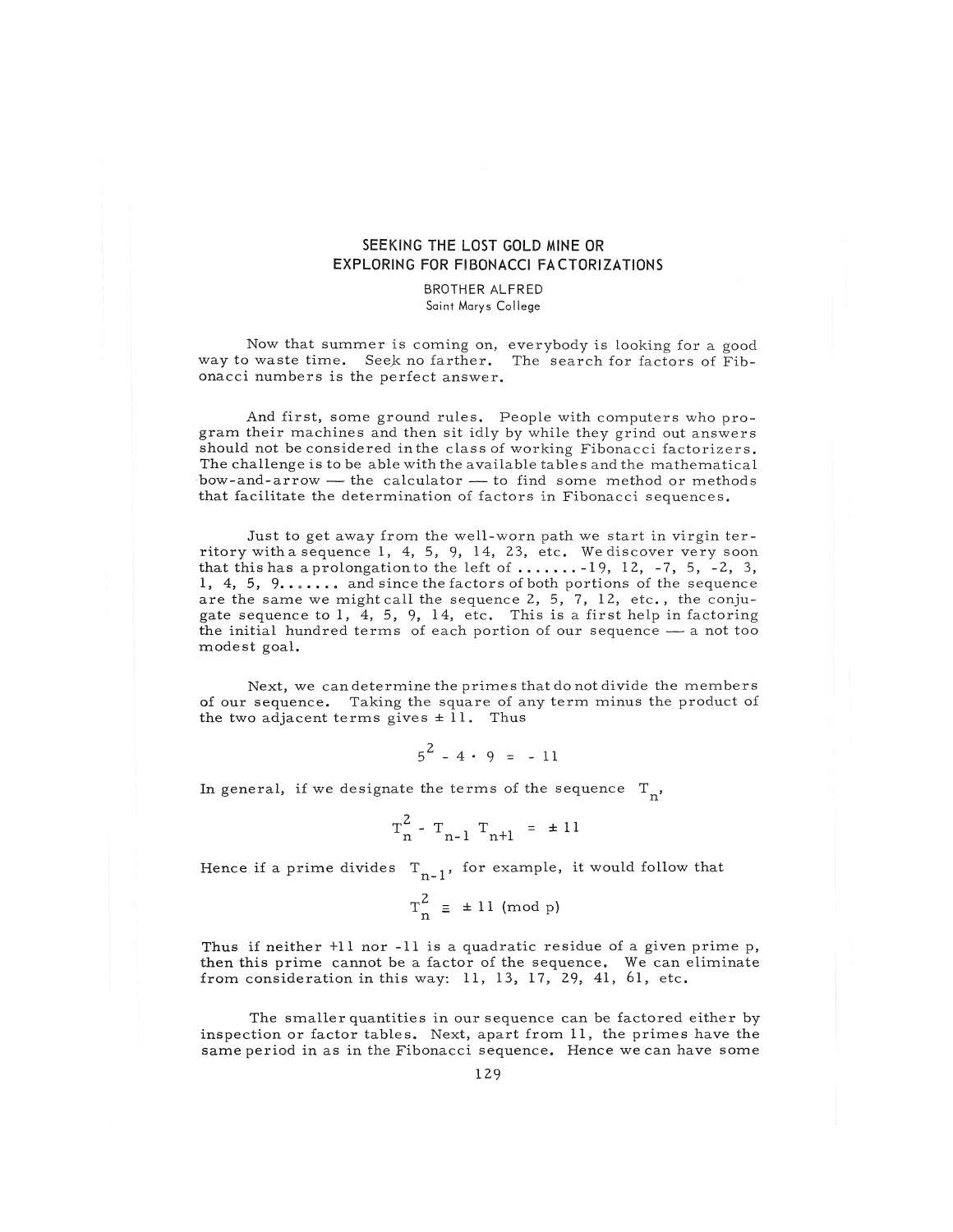# SEEKING THE LOST GOLD MINE OR EXPLORING FOR FIBONACCI FACTORIZATIONS

BROTHER ALFRED
Saint Marys College

Now that summer is coming on, everybody is looking for a good way to waste time. Seek no farther. The search for factors of Fibonacci numbers is the perfect answer.

And first, some ground rules. People with computers who program their machines and then sit idly by while they grind out answers should not be considered in the class of working Fibonacci factorizers. The challenge is to be able with the available tables and the mathematical bow-and-arrow — the calculator — to find some method or methods that facilitate the determination of factors in Fibonacci sequences.

Just to get away from the well-worn path we start in virgin territory with a sequence 1, 4, 5, 9, 14, 23, etc. We discover very soon that this has a prolongation to the left of ....... -19, 12, -7, 5, -2, 3, 1, 4, 5, 9....... and since the factors of both portions of the sequence are the same we might call the sequence 2, 5, 7, 12, etc., the conjugate sequence to 1, 4, 5, 9, 14, etc. This is a first help in factoring the initial hundred terms of each portion of our sequence — a not too modest goal.

Next, we can determine the primes that do not divide the members of our sequence. Taking the square of any term minus the product of the two adjacent terms gives ± 11. Thus

$$5^2 - 4 \cdot 9 = -11$$

In general, if we designate the terms of the sequence $T_n$,

$$T_n^2 - T_{n-1} T_{n+1} = \pm 11$$

Hence if a prime divides $T_{n-1}$, for example, it would follow that

$$T_n^2 \equiv \pm 11 \pmod{p}$$

Thus if neither +11 nor -11 is a quadratic residue of a given prime p, then this prime cannot be a factor of the sequence. We can eliminate from consideration in this way: 11, 13, 17, 29, 41, 61, etc.

The smaller quantities in our sequence can be factored either by inspection or factor tables. Next, apart from 11, the primes have the same period in as in the Fibonacci sequence. Hence we can have some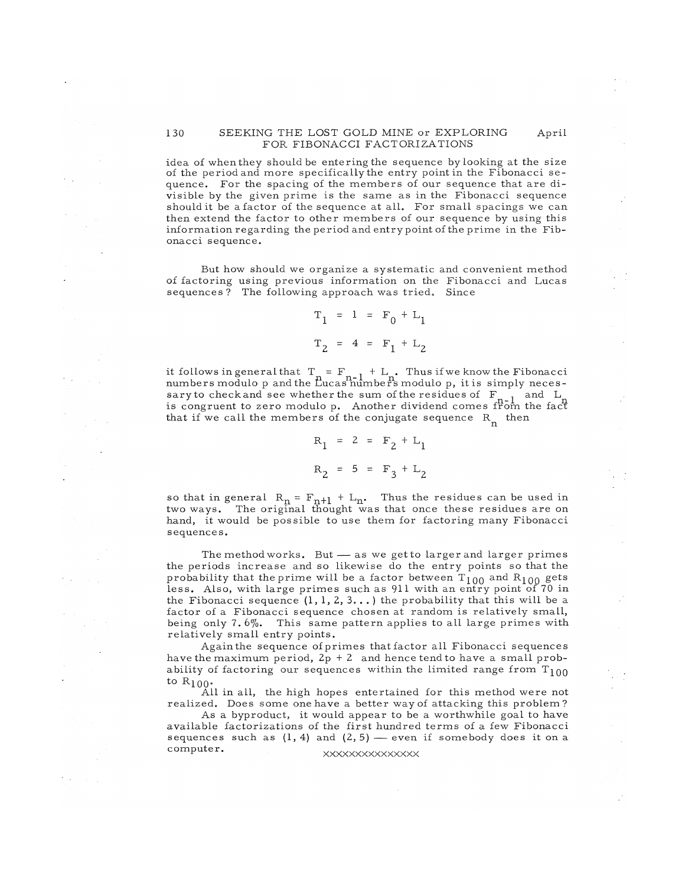idea of when they should be entering the sequence by looking at the size of the period and more specifically the entry point in the Fibonacci sequence. For the spacing of the members of our sequence that are divisible by the given prime is the same as in the Fibonacci sequence should it be a factor of the sequence at all. For small spacings we can then extend the factor to other members of our sequence by using this information regarding the period and entry point of the prime in the Fibonacci sequence.

But how should we organize a systematic and convenient method of factoring using previous information on the Fibonacci and Lucas sequences? The following approach was tried. Since

$$T_1 = 1 = F_0 + L_1$$

$$T_2 = 4 = F_1 + L_2$$

it follows in general that $T_n = F_{n-1} + L_n$. Thus if we know the Fibonacci numbers modulo p and the Lucas numbers modulo p, it is simply necessary to check and see whether the sum of the residues of $F_{n-1}$ and $L_n$ is congruent to zero modulo p. Another dividend comes from the fact that if we call the members of the conjugate sequence $R_n$ then

$$R_1 = 2 = F_2 + L_1$$

$$R_2 = 5 = F_3 + L_2$$

so that in general $R_n = F_{n+1} + L_n$. Thus the residues can be used in two ways. The original thought was that once these residues are on hand, it would be possible to use them for factoring many Fibonacci sequences.

The method works. But — as we get to larger and larger primes the periods increase and so likewise do the entry points so that the probability that the prime will be a factor between $T_{100}$ and $R_{100}$ gets less. Also, with large primes such as 911 with an entry point of 70 in the Fibonacci sequence (1, 1, 2, 3...) the probability that this will be a factor of a Fibonacci sequence chosen at random is relatively small, being only 7.6%. This same pattern applies to all large primes with relatively small entry points.

Again the sequence of primes that factor all Fibonacci sequences have the maximum period, $2p + 2$ and hence tend to have a small probability of factoring our sequences within the limited range from $T_{100}$ to $R_{100}$.

All in all, the high hopes entertained for this method were not realized. Does some one have a better way of attacking this problem?

As a byproduct, it would appear to be a worthwhile goal to have available factorizations of the first hundred terms of a few Fibonacci sequences such as (1, 4) and (2, 5) — even if somebody does it on a computer.

xxxxxxxxxxxxxx